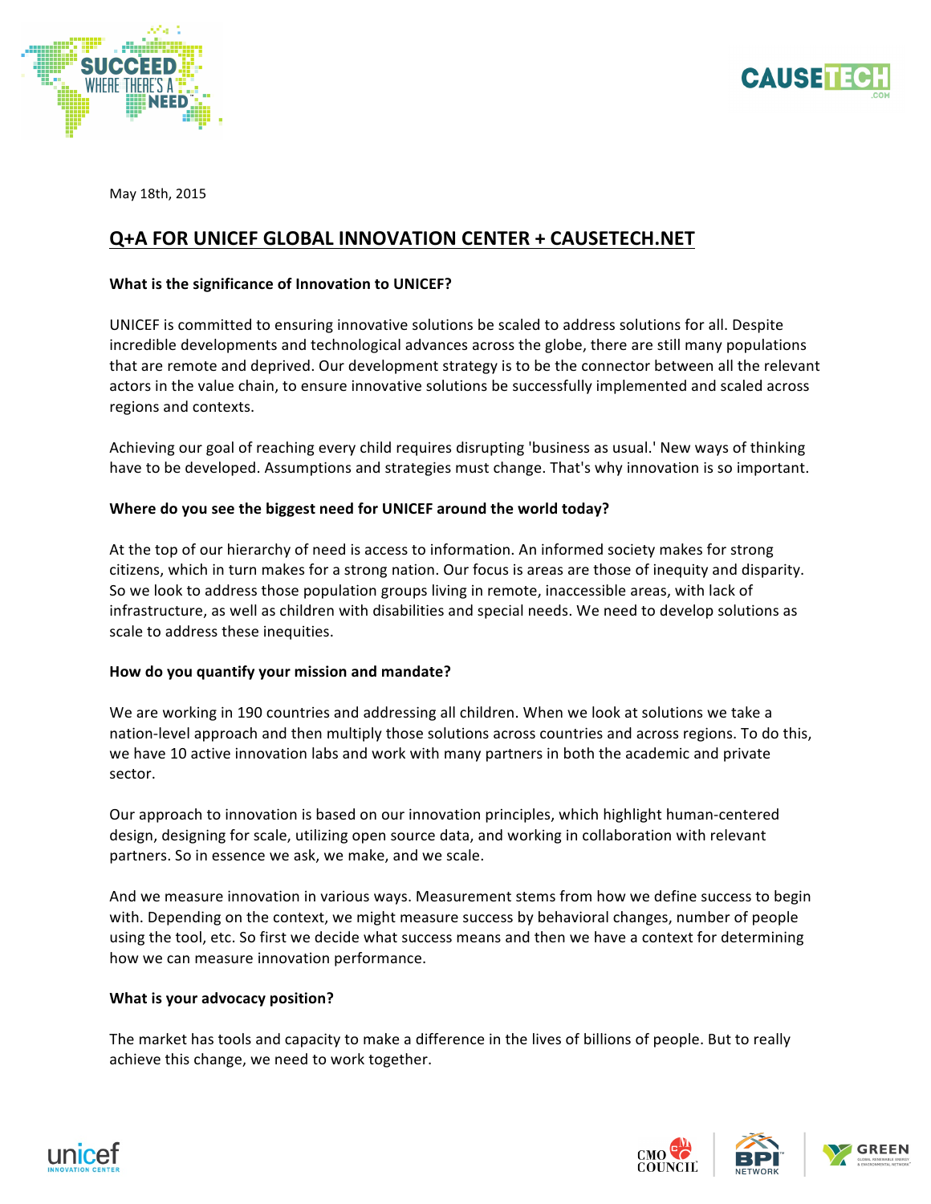May 18th, 2015

## Q+A FOR UNICEF GLOBAL INNOVATION CENTER + CAUSETECH.NET

**What is the significance of Innovation to UNICEF?**

UNICEF is committed to ensuring innovative solutions be scaled to address solutions for all. Despite incredible developments and technological advances across the globe, there are still many populations that are remote and deprived. Our development strategy is to be the connector between all the relevant actors in the value chain, to ensure innovative solutions be successfully implemented and scaled across regions and contexts.

Achieving our goal of reaching every child requires disrupting 'business as usual.' New ways of thinking have to be developed. Assumptions and strategies must change. That's why innovation is so important.

**Where do you see the biggest need for UNICEF around the world today?**

At the top of our hierarchy of need is access to information. An informed society makes for strong citizens, which in turn makes for a strong nation. Our focus is areas are those of inequity and disparity. So we look to address those population groups living in remote, inaccessible areas, with lack of infrastructure, as well as children with disabilities and special needs. We need to develop solutions as scale to address these inequities.

**How do you quantify your mission and mandate?**

We are working in 190 countries and addressing all children. When we look at solutions we take a nation-level approach and then multiply those solutions across countries and across regions. To do this, we have 10 active innovation labs and work with many partners in both the academic and private sector.

Our approach to innovation is based on our innovation principles, which highlight human-centered design, designing for scale, utilizing open source data, and working in collaboration with relevant partners. So in essence we ask, we make, and we scale.

And we measure innovation in various ways. Measurement stems from how we define success to begin with. Depending on the context, we might measure success by behavioral changes, number of people using the tool, etc. So first we decide what success means and then we have a context for determining how we can measure innovation performance.

**What is your advocacy position?**

The market has tools and capacity to make a difference in the lives of billions of people. But to really achieve this change, we need to work together.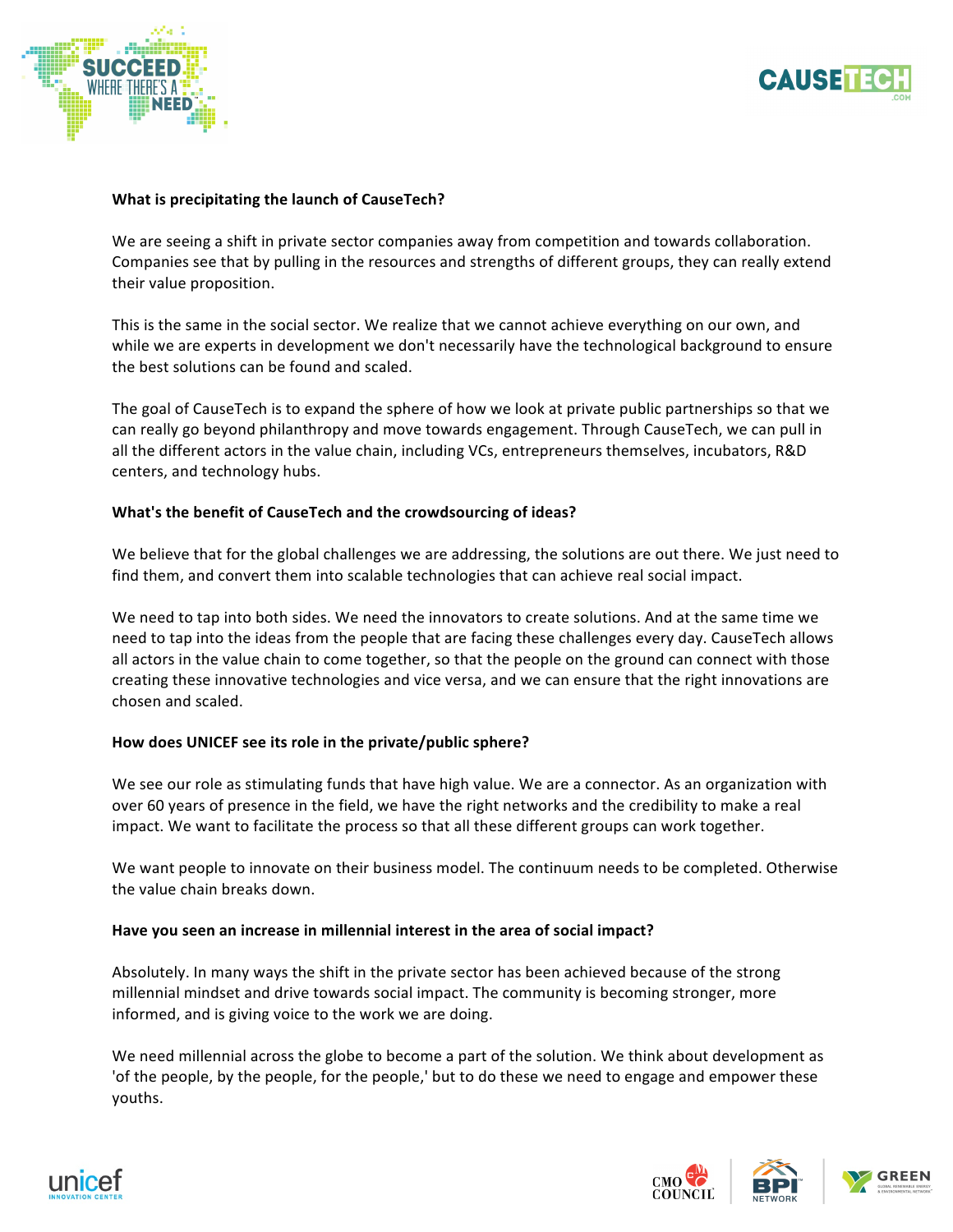**What is precipitating the launch of CauseTech?**

We are seeing a shift in private sector companies away from competition and towards collaboration. Companies see that by pulling in the resources and strengths of different groups, they can really extend their value proposition.

This is the same in the social sector. We realize that we cannot achieve everything on our own, and while we are experts in development we don't necessarily have the technological background to ensure the best solutions can be found and scaled.

The goal of CauseTech is to expand the sphere of how we look at private public partnerships so that we can really go beyond philanthropy and move towards engagement. Through CauseTech, we can pull in all the different actors in the value chain, including VCs, entrepreneurs themselves, incubators, R&D centers, and technology hubs.

**What's the benefit of CauseTech and the crowdsourcing of ideas?**

We believe that for the global challenges we are addressing, the solutions are out there. We just need to find them, and convert them into scalable technologies that can achieve real social impact.

We need to tap into both sides. We need the innovators to create solutions. And at the same time we need to tap into the ideas from the people that are facing these challenges every day. CauseTech allows all actors in the value chain to come together, so that the people on the ground can connect with those creating these innovative technologies and vice versa, and we can ensure that the right innovations are chosen and scaled.

**How does UNICEF see its role in the private/public sphere?**

We see our role as stimulating funds that have high value. We are a connector. As an organization with over 60 years of presence in the field, we have the right networks and the credibility to make a real impact. We want to facilitate the process so that all these different groups can work together.

We want people to innovate on their business model. The continuum needs to be completed. Otherwise the value chain breaks down.

**Have you seen an increase in millennial interest in the area of social impact?**

Absolutely. In many ways the shift in the private sector has been achieved because of the strong millennial mindset and drive towards social impact. The community is becoming stronger, more informed, and is giving voice to the work we are doing.

We need millennial across the globe to become a part of the solution. We think about development as 'of the people, by the people, for the people,' but to do these we need to engage and empower these youths.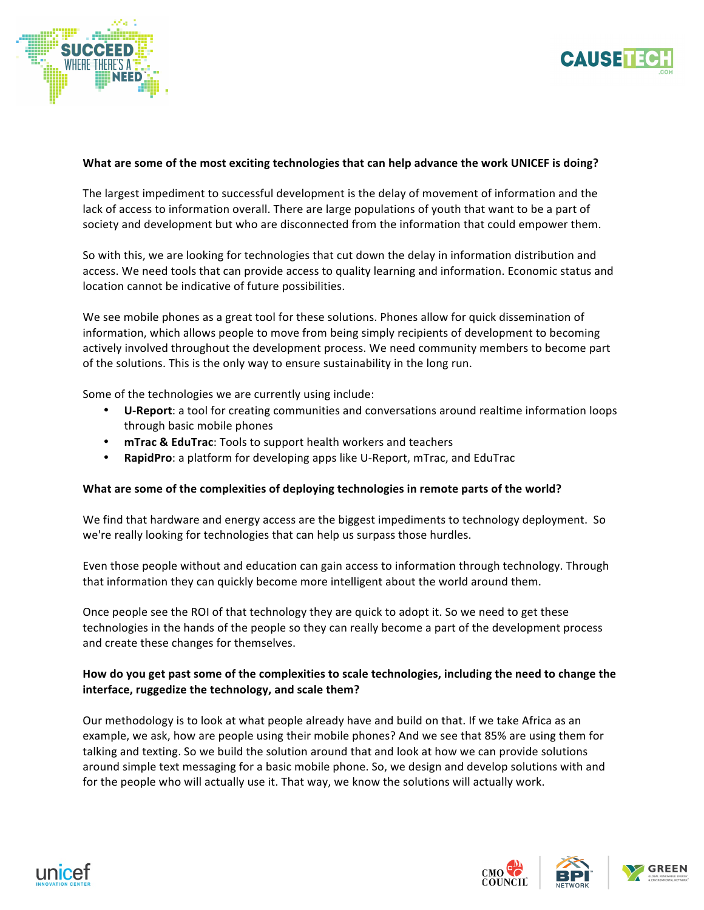**What are some of the most exciting technologies that can help advance the work UNICEF is doing?**

The largest impediment to successful development is the delay of movement of information and the lack of access to information overall. There are large populations of youth that want to be a part of society and development but who are disconnected from the information that could empower them.

So with this, we are looking for technologies that cut down the delay in information distribution and access. We need tools that can provide access to quality learning and information. Economic status and location cannot be indicative of future possibilities.

We see mobile phones as a great tool for these solutions. Phones allow for quick dissemination of information, which allows people to move from being simply recipients of development to becoming actively involved throughout the development process. We need community members to become part of the solutions. This is the only way to ensure sustainability in the long run.

Some of the technologies we are currently using include:

- **U-Report**: a tool for creating communities and conversations around realtime information loops through basic mobile phones
- **mTrac & EduTrac**: Tools to support health workers and teachers
- **RapidPro**: a platform for developing apps like U-Report, mTrac, and EduTrac

**What are some of the complexities of deploying technologies in remote parts of the world?**

We find that hardware and energy access are the biggest impediments to technology deployment. So we're really looking for technologies that can help us surpass those hurdles.

Even those people without and education can gain access to information through technology. Through that information they can quickly become more intelligent about the world around them.

Once people see the ROI of that technology they are quick to adopt it. So we need to get these technologies in the hands of the people so they can really become a part of the development process and create these changes for themselves.

**How do you get past some of the complexities to scale technologies, including the need to change the interface, ruggedize the technology, and scale them?**

Our methodology is to look at what people already have and build on that. If we take Africa as an example, we ask, how are people using their mobile phones? And we see that 85% are using them for talking and texting. So we build the solution around that and look at how we can provide solutions around simple text messaging for a basic mobile phone. So, we design and develop solutions with and for the people who will actually use it. That way, we know the solutions will actually work.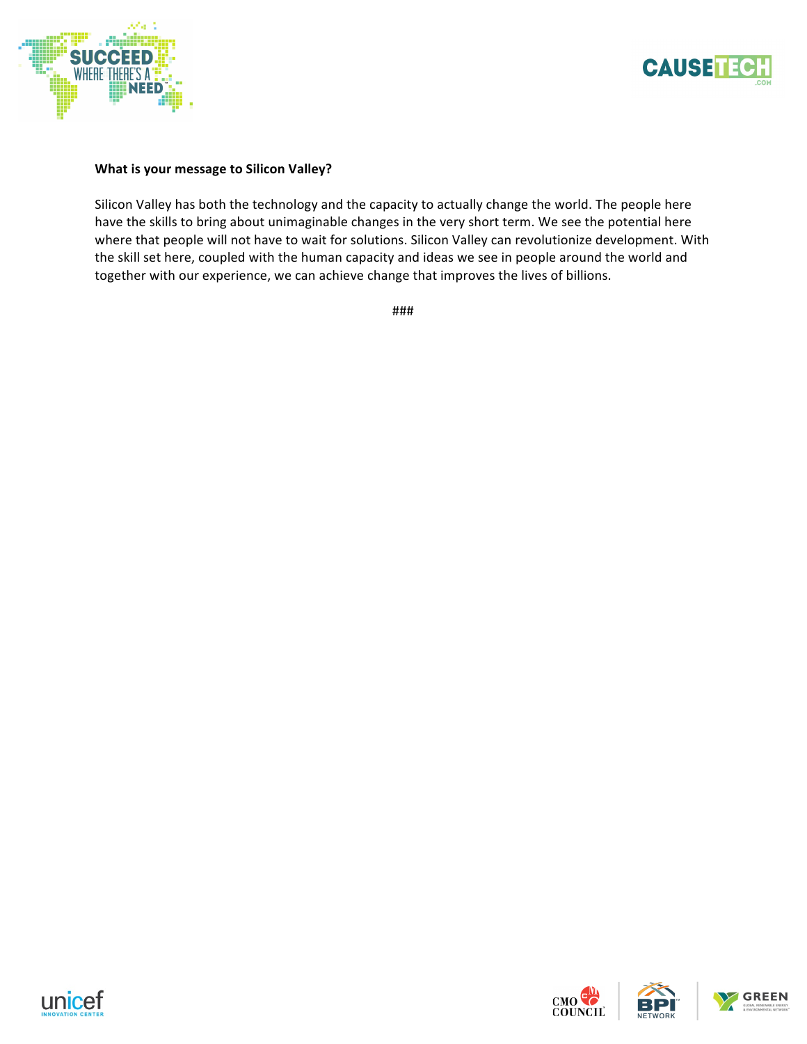**What is your message to Silicon Valley?**

Silicon Valley has both the technology and the capacity to actually change the world. The people here have the skills to bring about unimaginable changes in the very short term. We see the potential here where that people will not have to wait for solutions. Silicon Valley can revolutionize development. With the skill set here, coupled with the human capacity and ideas we see in people around the world and together with our experience, we can achieve change that improves the lives of billions.

###